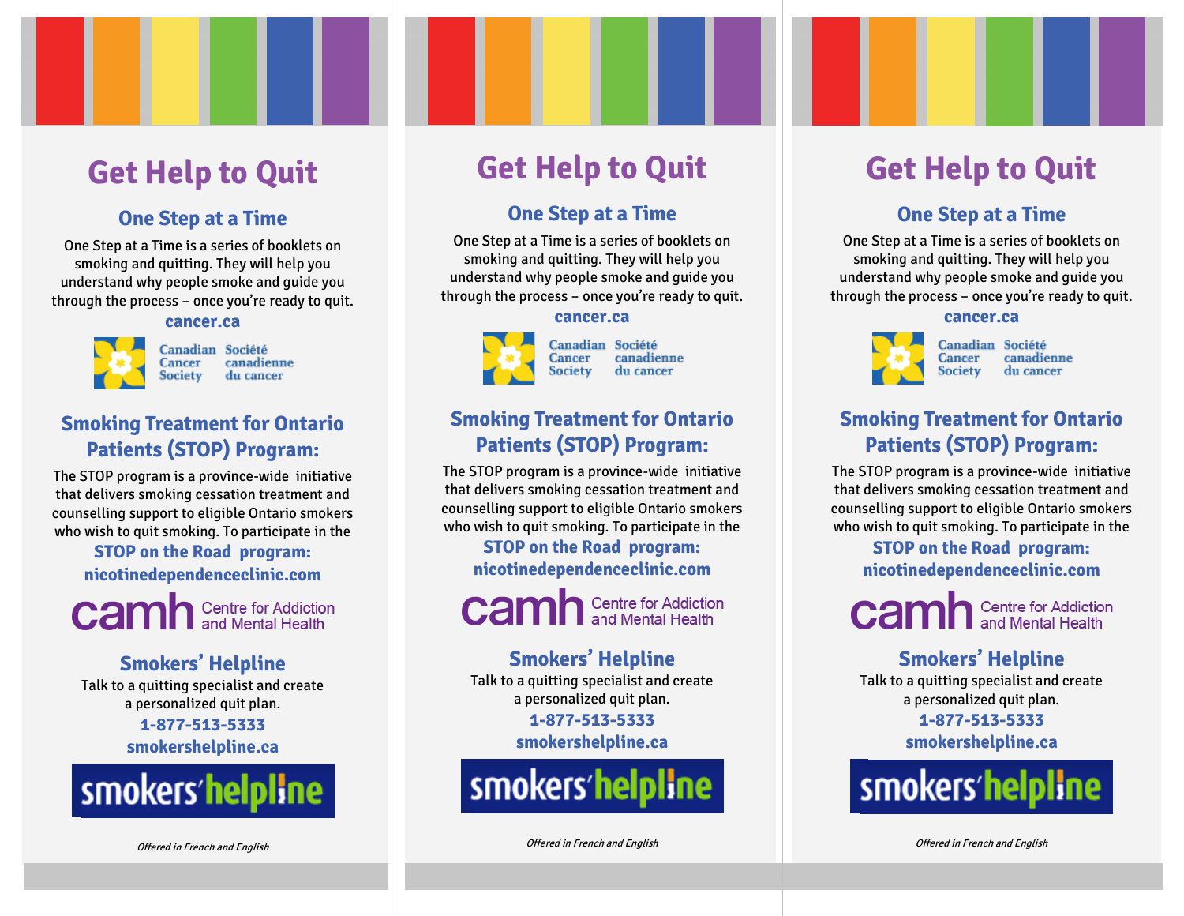# Get Help to Quit

## One Step at a Time

One Step at a Time is a series of booklets on smoking and quitting. They will help you understand why people smoke and guide you through the process – once you're ready to quit.

**cancer.ca**

Canadian Cancer Society / Société canadienne du cancer

## Smoking Treatment for Ontario Patients (STOP) Program:

The STOP program is a province-wide initiative that delivers smoking cessation treatment and counselling support to eligible Ontario smokers who wish to quit smoking. To participate in the

**STOP on the Road program:**
**nicotinedependenceclinic.com**

camh Centre for Addiction and Mental Health

## Smokers' Helpline

Talk to a quitting specialist and create a personalized quit plan.

**1-877-513-5333**
**smokershelpline.ca**

smokers'helpline

*Offered in French and English*

---

# Get Help to Quit

## One Step at a Time

One Step at a Time is a series of booklets on smoking and quitting. They will help you understand why people smoke and guide you through the process – once you're ready to quit.

**cancer.ca**

Canadian Cancer Society / Société canadienne du cancer

## Smoking Treatment for Ontario Patients (STOP) Program:

The STOP program is a province-wide initiative that delivers smoking cessation treatment and counselling support to eligible Ontario smokers who wish to quit smoking. To participate in the

**STOP on the Road program:**
**nicotinedependenceclinic.com**

camh Centre for Addiction and Mental Health

## Smokers' Helpline

Talk to a quitting specialist and create a personalized quit plan.

**1-877-513-5333**
**smokershelpline.ca**

smokers'helpline

*Offered in French and English*

---

# Get Help to Quit

## One Step at a Time

One Step at a Time is a series of booklets on smoking and quitting. They will help you understand why people smoke and guide you through the process – once you're ready to quit.

**cancer.ca**

Canadian Cancer Society / Société canadienne du cancer

## Smoking Treatment for Ontario Patients (STOP) Program:

The STOP program is a province-wide initiative that delivers smoking cessation treatment and counselling support to eligible Ontario smokers who wish to quit smoking. To participate in the

**STOP on the Road program:**
**nicotinedependenceclinic.com**

camh Centre for Addiction and Mental Health

## Smokers' Helpline

Talk to a quitting specialist and create a personalized quit plan.

**1-877-513-5333**
**smokershelpline.ca**

smokers'helpline

*Offered in French and English*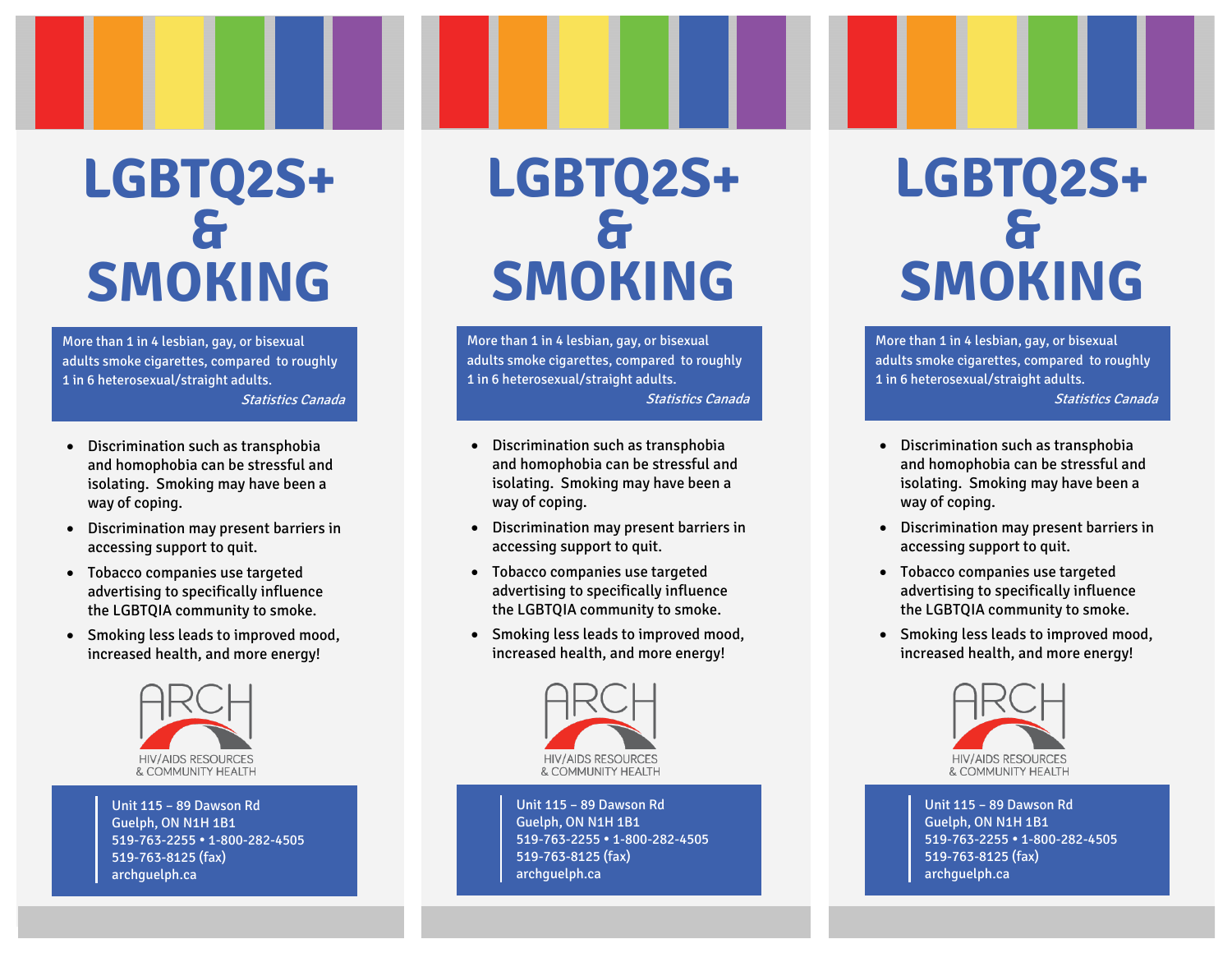# LGBTQ2S+ & SMOKING

More than 1 in 4 lesbian, gay, or bisexual adults smoke cigarettes, compared to roughly 1 in 6 heterosexual/straight adults.

*Statistics Canada*

- Discrimination such as transphobia and homophobia can be stressful and isolating. Smoking may have been a way of coping.
- Discrimination may present barriers in accessing support to quit.
- Tobacco companies use targeted advertising to specifically influence the LGBTQIA community to smoke.
- Smoking less leads to improved mood, increased health, and more energy!

ARCH
HIV/AIDS RESOURCES & COMMUNITY HEALTH

Unit 115 – 89 Dawson Rd
Guelph, ON N1H 1B1
519-763-2255 • 1-800-282-4505
519-763-8125 (fax)
archguelph.ca

# LGBTQ2S+ & SMOKING

More than 1 in 4 lesbian, gay, or bisexual adults smoke cigarettes, compared to roughly 1 in 6 heterosexual/straight adults.

*Statistics Canada*

- Discrimination such as transphobia and homophobia can be stressful and isolating. Smoking may have been a way of coping.
- Discrimination may present barriers in accessing support to quit.
- Tobacco companies use targeted advertising to specifically influence the LGBTQIA community to smoke.
- Smoking less leads to improved mood, increased health, and more energy!

ARCH
HIV/AIDS RESOURCES & COMMUNITY HEALTH

Unit 115 – 89 Dawson Rd
Guelph, ON N1H 1B1
519-763-2255 • 1-800-282-4505
519-763-8125 (fax)
archguelph.ca

# LGBTQ2S+ & SMOKING

More than 1 in 4 lesbian, gay, or bisexual adults smoke cigarettes, compared to roughly 1 in 6 heterosexual/straight adults.

*Statistics Canada*

- Discrimination such as transphobia and homophobia can be stressful and isolating. Smoking may have been a way of coping.
- Discrimination may present barriers in accessing support to quit.
- Tobacco companies use targeted advertising to specifically influence the LGBTQIA community to smoke.
- Smoking less leads to improved mood, increased health, and more energy!

ARCH
HIV/AIDS RESOURCES & COMMUNITY HEALTH

Unit 115 – 89 Dawson Rd
Guelph, ON N1H 1B1
519-763-2255 • 1-800-282-4505
519-763-8125 (fax)
archguelph.ca